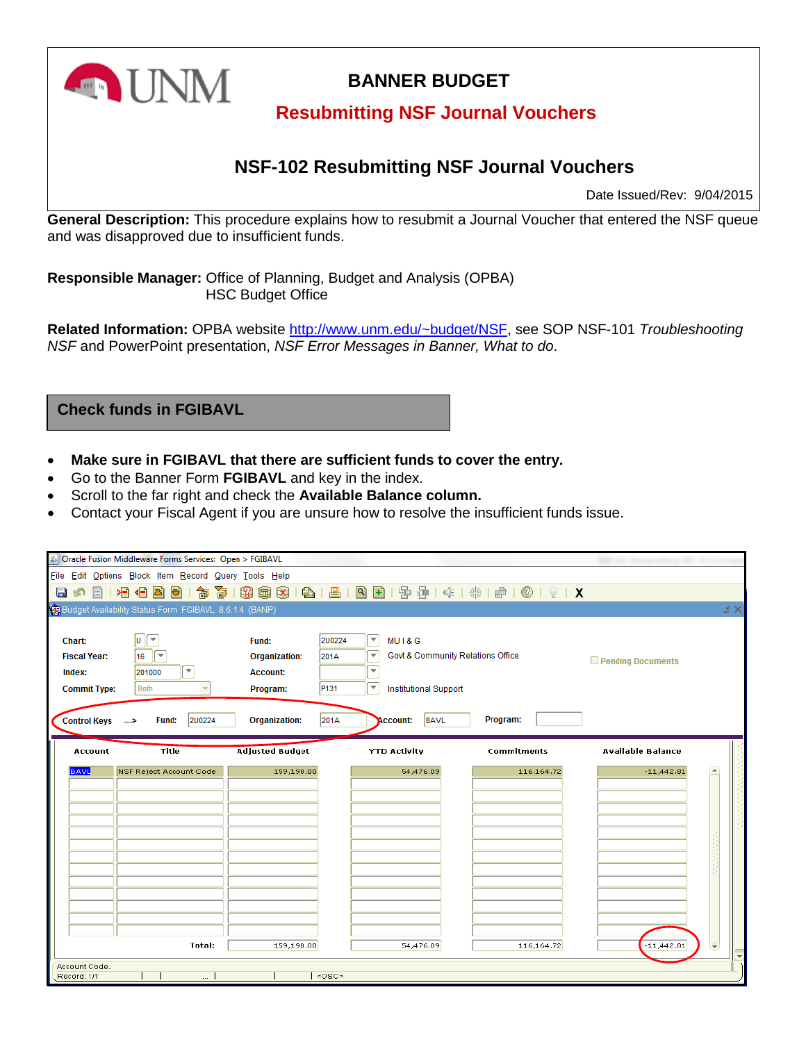# BANNER BUDGET

## Resubmitting NSF Journal Vouchers

## NSF-102 Resubmitting NSF Journal Vouchers

Date Issued/Rev: 9/04/2015

**General Description:** This procedure explains how to resubmit a Journal Voucher that entered the NSF queue and was disapproved due to insufficient funds.

**Responsible Manager:** Office of Planning, Budget and Analysis (OPBA)
HSC Budget Office

**Related Information:** OPBA website http://www.unm.edu/~budget/NSF, see SOP NSF-101 *Troubleshooting NSF* and PowerPoint presentation, *NSF Error Messages in Banner, What to do*.

### Check funds in FGIBAVL

- **Make sure in FGIBAVL that there are sufficient funds to cover the entry.**
- Go to the Banner Form **FGIBAVL** and key in the index.
- Scroll to the far right and check the **Available Balance column.**
- Contact your Fiscal Agent if you are unsure how to resolve the insufficient funds issue.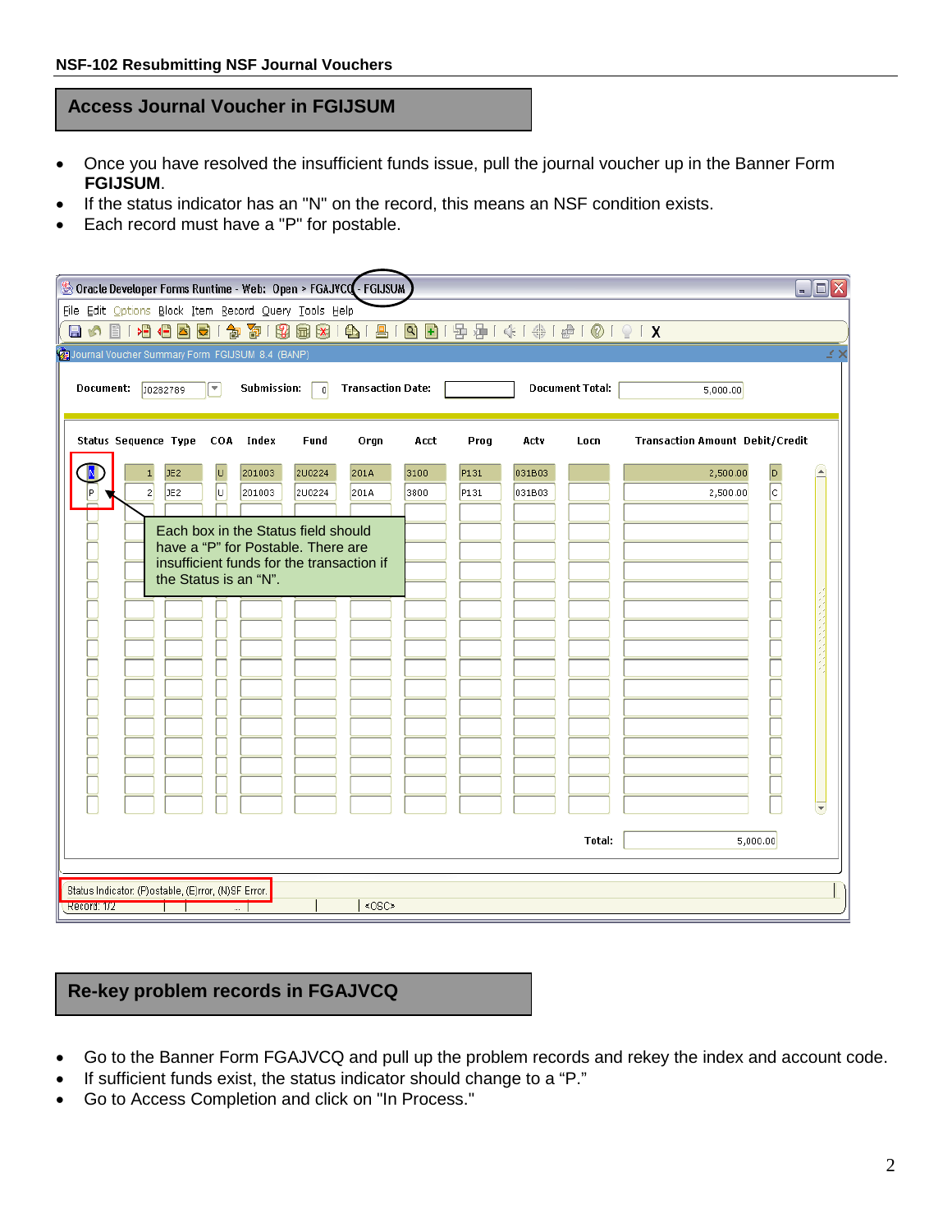## Access Journal Voucher in FGIJSUM

- Once you have resolved the insufficient funds issue, pull the journal voucher up in the Banner Form **FGIJSUM**.
- If the status indicator has an "N" on the record, this means an NSF condition exists.
- Each record must have a "P" for postable.

Oracle Developer Forms Runtime - Web: Open > FGAJVCQ - FGIJSUM

Journal Voucher Summary Form FGIJSUM 8.4 (BANP)

Document: J0282789 Submission: 0 Transaction Date: Document Total: 5,000.00

| Status | Sequence | Type | COA | Index | Fund | Orgn | Acct | Prog | Actv | Locn | Transaction Amount | Debit/Credit |
|---|---|---|---|---|---|---|---|---|---|---|---|---|
| N | 1 | JE2 | U | 201003 | 2U0224 | 201A | 3100 | P131 | 031B03 | | 2,500.00 | D |
| P | 2 | JE2 | U | 201003 | 2U0224 | 201A | 3800 | P131 | 031B03 | | 2,500.00 | C |

Total: 5,000.00

Each box in the Status field should have a "P" for Postable. There are insufficient funds for the transaction if the Status is an "N".

Status Indicator: (P)ostable, (E)rror, (N)SF Error.

Record: 1/2 <OSC>

## Re-key problem records in FGAJVCQ

- Go to the Banner Form FGAJVCQ and pull up the problem records and rekey the index and account code.
- If sufficient funds exist, the status indicator should change to a "P."
- Go to Access Completion and click on "In Process."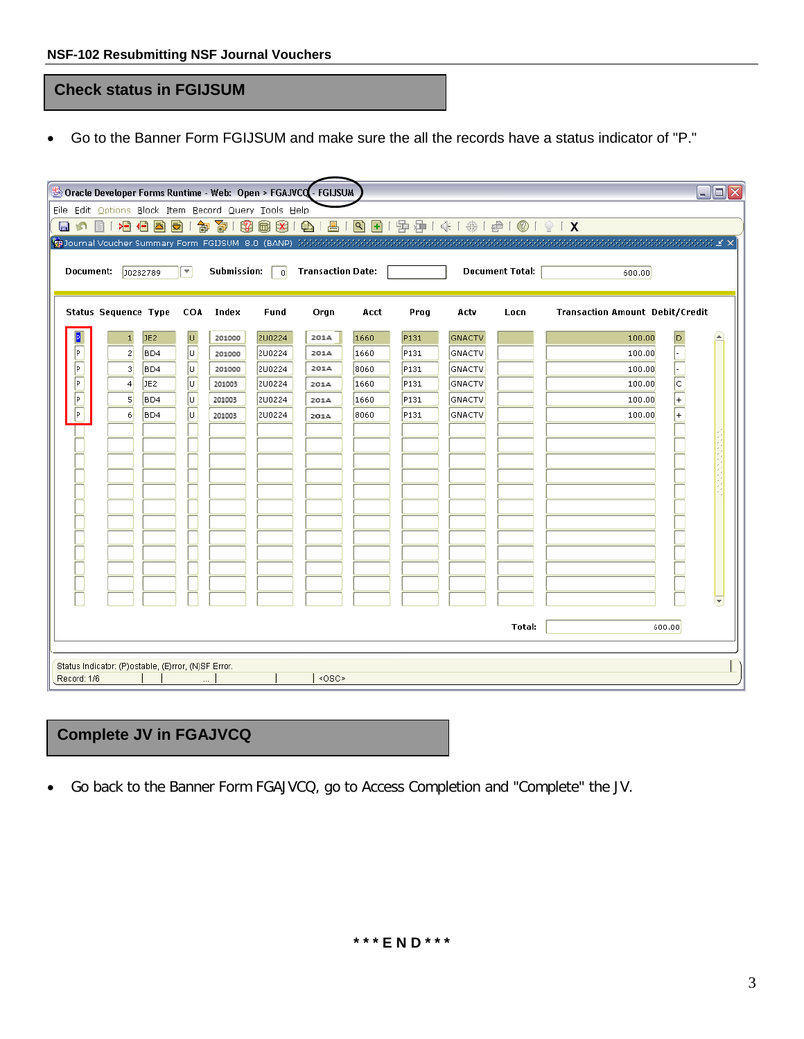## Check status in FGIJSUM

- Go to the Banner Form FGIJSUM and make sure the all the records have a status indicator of "P."

Oracle Developer Forms Runtime - Web: Open > FGAJVCQ - FGIJSUM

File Edit Options Block Item Record Query Tools Help

Journal Voucher Summary Form FGIJSUM 8.0 (BANP)

Document: J0282789 Submission: 0 Transaction Date: Document Total: 600.00

| Status | Sequence | Type | COA | Index | Fund | Orgn | Acct | Prog | Actv | Locn | Transaction Amount | Debit/Credit |
|---|---|---|---|---|---|---|---|---|---|---|---|---|
| P | 1 | JE2 | U | 201000 | 2U0224 | 201A | 1660 | P131 | GNACTV | | 100.00 | D |
| P | 2 | BD4 | U | 201000 | 2U0224 | 201A | 1660 | P131 | GNACTV | | 100.00 | - |
| P | 3 | BD4 | U | 201000 | 2U0224 | 201A | 8060 | P131 | GNACTV | | 100.00 | - |
| P | 4 | JE2 | U | 201003 | 2U0224 | 201A | 1660 | P131 | GNACTV | | 100.00 | C |
| P | 5 | BD4 | U | 201003 | 2U0224 | 201A | 1660 | P131 | GNACTV | | 100.00 | + |
| P | 6 | BD4 | U | 201003 | 2U0224 | 201A | 8060 | P131 | GNACTV | | 100.00 | + |

Total: 600.00

Status Indicator: (P)ostable, (E)rror, (N)SF Error.

Record: 1/6 <OSC>

## Complete JV in FGAJVCQ

- Go back to the Banner Form FGAJVCQ, go to Access Completion and "Complete" the JV.

\* \* \* E N D \* \* \*